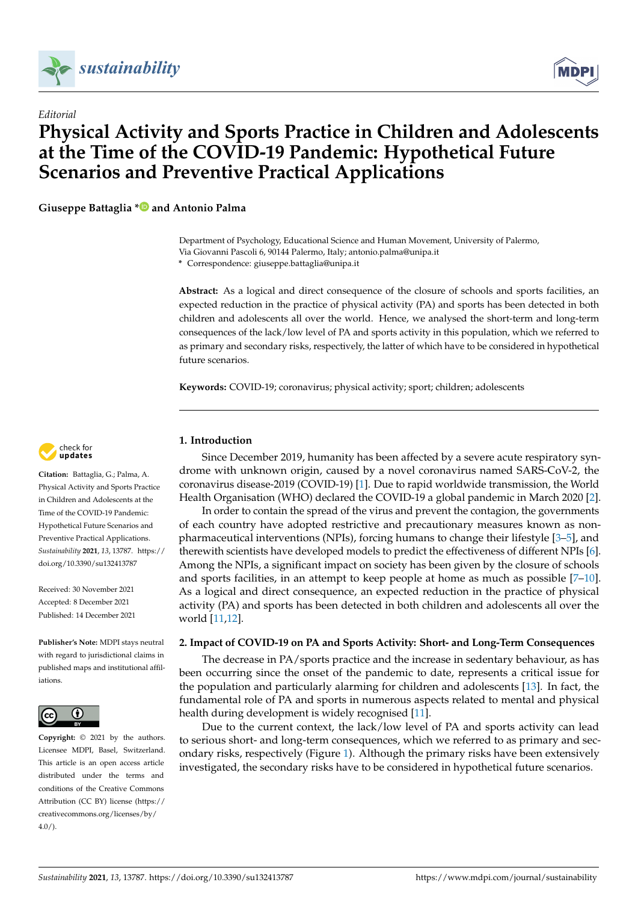*Editorial*

# Physical Activity and Sports Practice in Children and Adolescents at the Time of the COVID-19 Pandemic: Hypothetical Future Scenarios and Preventive Practical Applications

**Giuseppe Battaglia \* and Antonio Palma**

Department of Psychology, Educational Science and Human Movement, University of Palermo, Via Giovanni Pascoli 6, 90144 Palermo, Italy; antonio.palma@unipa.it

\* Correspondence: giuseppe.battaglia@unipa.it

**Abstract:** As a logical and direct consequence of the closure of schools and sports facilities, an expected reduction in the practice of physical activity (PA) and sports has been detected in both children and adolescents all over the world. Hence, we analysed the short-term and long-term consequences of the lack/low level of PA and sports activity in this population, which we referred to as primary and secondary risks, respectively, the latter of which have to be considered in hypothetical future scenarios.

**Keywords:** COVID-19; coronavirus; physical activity; sport; children; adolescents

**Citation:** Battaglia, G.; Palma, A. Physical Activity and Sports Practice in Children and Adolescents at the Time of the COVID-19 Pandemic: Hypothetical Future Scenarios and Preventive Practical Applications. *Sustainability* **2021**, *13*, 13787. https://doi.org/10.3390/su132413787

Received: 30 November 2021
Accepted: 8 December 2021
Published: 14 December 2021

**Publisher's Note:** MDPI stays neutral with regard to jurisdictional claims in published maps and institutional affiliations.

**Copyright:** © 2021 by the authors. Licensee MDPI, Basel, Switzerland. This article is an open access article distributed under the terms and conditions of the Creative Commons Attribution (CC BY) license (https://creativecommons.org/licenses/by/4.0/).

## 1. Introduction

Since December 2019, humanity has been affected by a severe acute respiratory syndrome with unknown origin, caused by a novel coronavirus named SARS-CoV-2, the coronavirus disease-2019 (COVID-19) [1]. Due to rapid worldwide transmission, the World Health Organisation (WHO) declared the COVID-19 a global pandemic in March 2020 [2].

In order to contain the spread of the virus and prevent the contagion, the governments of each country have adopted restrictive and precautionary measures known as non-pharmaceutical interventions (NPIs), forcing humans to change their lifestyle [3–5], and therewith scientists have developed models to predict the effectiveness of different NPIs [6]. Among the NPIs, a significant impact on society has been given by the closure of schools and sports facilities, in an attempt to keep people at home as much as possible [7–10]. As a logical and direct consequence, an expected reduction in the practice of physical activity (PA) and sports has been detected in both children and adolescents all over the world [11,12].

## 2. Impact of COVID-19 on PA and Sports Activity: Short- and Long-Term Consequences

The decrease in PA/sports practice and the increase in sedentary behaviour, as has been occurring since the onset of the pandemic to date, represents a critical issue for the population and particularly alarming for children and adolescents [13]. In fact, the fundamental role of PA and sports in numerous aspects related to mental and physical health during development is widely recognised [11].

Due to the current context, the lack/low level of PA and sports activity can lead to serious short- and long-term consequences, which we referred to as primary and secondary risks, respectively (Figure 1). Although the primary risks have been extensively investigated, the secondary risks have to be considered in hypothetical future scenarios.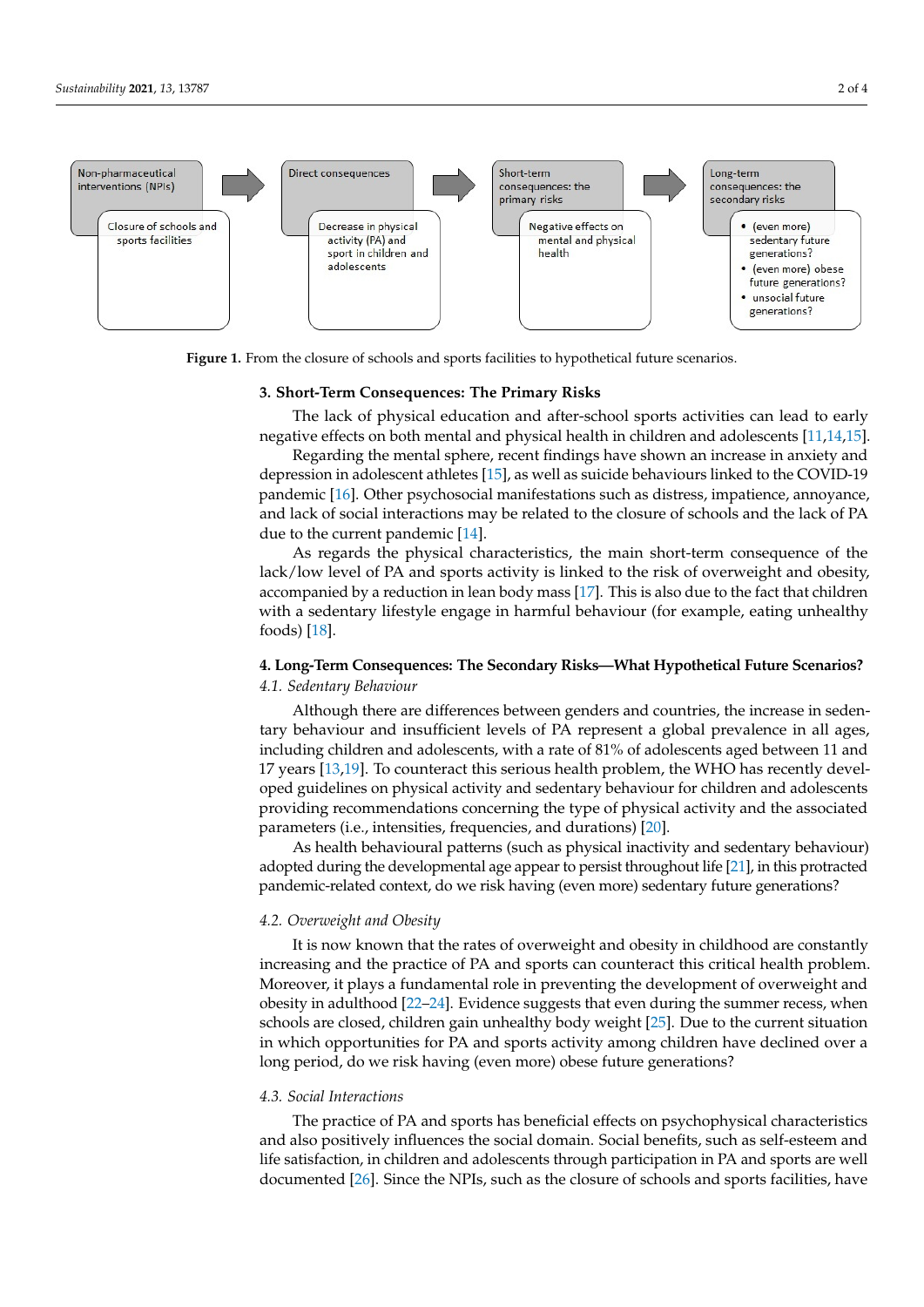Non-pharmaceutical interventions (NPIs) — Closure of schools and sports facilities

Direct consequences — Decrease in physical activity (PA) and sport in children and adolescents

Short-term consequences: the primary risks — Negative effects on mental and physical health

Long-term consequences: the secondary risks —
- (even more) sedentary future generations?
- (even more) obese future generations?
- unsocial future generations?

**Figure 1.** From the closure of schools and sports facilities to hypothetical future scenarios.

## 3. Short-Term Consequences: The Primary Risks

The lack of physical education and after-school sports activities can lead to early negative effects on both mental and physical health in children and adolescents [11,14,15].

Regarding the mental sphere, recent findings have shown an increase in anxiety and depression in adolescent athletes [15], as well as suicide behaviours linked to the COVID-19 pandemic [16]. Other psychosocial manifestations such as distress, impatience, annoyance, and lack of social interactions may be related to the closure of schools and the lack of PA due to the current pandemic [14].

As regards the physical characteristics, the main short-term consequence of the lack/low level of PA and sports activity is linked to the risk of overweight and obesity, accompanied by a reduction in lean body mass [17]. This is also due to the fact that children with a sedentary lifestyle engage in harmful behaviour (for example, eating unhealthy foods) [18].

## 4. Long-Term Consequences: The Secondary Risks—What Hypothetical Future Scenarios?

### 4.1. Sedentary Behaviour

Although there are differences between genders and countries, the increase in sedentary behaviour and insufficient levels of PA represent a global prevalence in all ages, including children and adolescents, with a rate of 81% of adolescents aged between 11 and 17 years [13,19]. To counteract this serious health problem, the WHO has recently developed guidelines on physical activity and sedentary behaviour for children and adolescents providing recommendations concerning the type of physical activity and the associated parameters (i.e., intensities, frequencies, and durations) [20].

As health behavioural patterns (such as physical inactivity and sedentary behaviour) adopted during the developmental age appear to persist throughout life [21], in this protracted pandemic-related context, do we risk having (even more) sedentary future generations?

### 4.2. Overweight and Obesity

It is now known that the rates of overweight and obesity in childhood are constantly increasing and the practice of PA and sports can counteract this critical health problem. Moreover, it plays a fundamental role in preventing the development of overweight and obesity in adulthood [22–24]. Evidence suggests that even during the summer recess, when schools are closed, children gain unhealthy body weight [25]. Due to the current situation in which opportunities for PA and sports activity among children have declined over a long period, do we risk having (even more) obese future generations?

### 4.3. Social Interactions

The practice of PA and sports has beneficial effects on psychophysical characteristics and also positively influences the social domain. Social benefits, such as self-esteem and life satisfaction, in children and adolescents through participation in PA and sports are well documented [26]. Since the NPIs, such as the closure of schools and sports facilities, have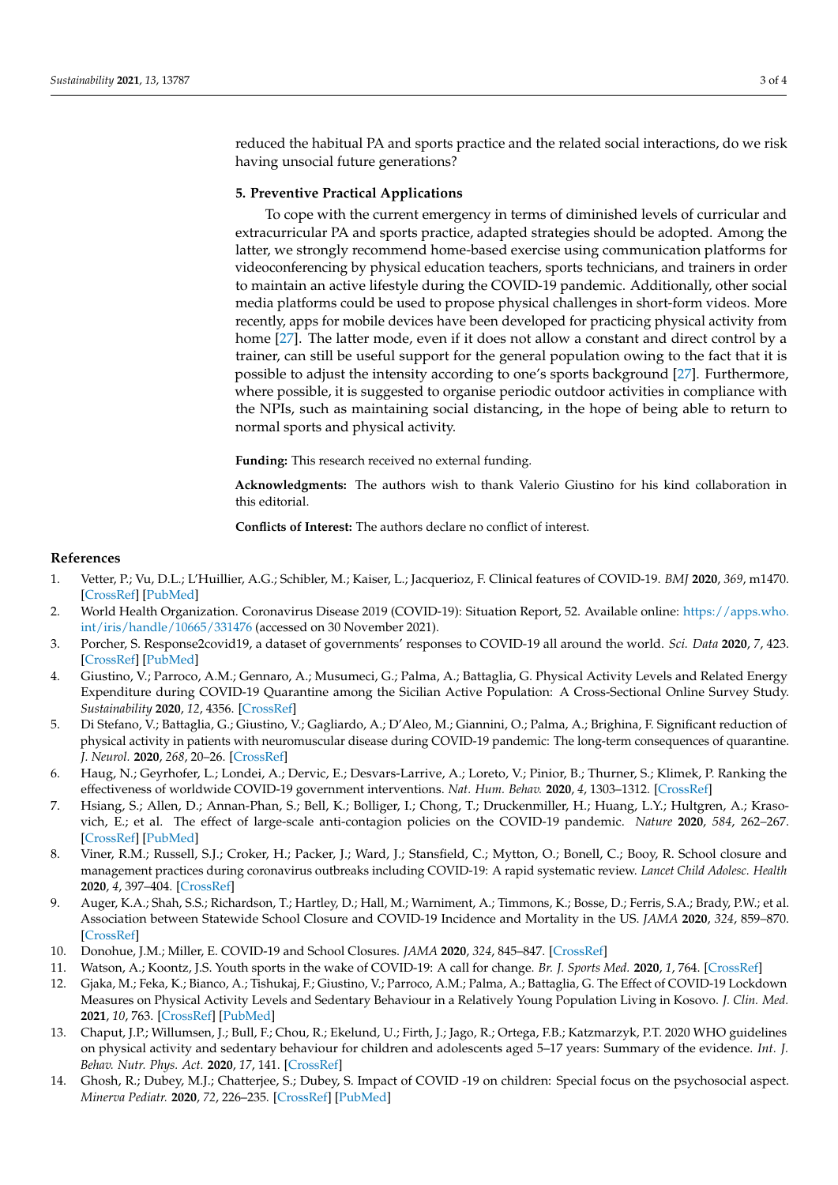reduced the habitual PA and sports practice and the related social interactions, do we risk having unsocial future generations?

## 5. Preventive Practical Applications

To cope with the current emergency in terms of diminished levels of curricular and extracurricular PA and sports practice, adapted strategies should be adopted. Among the latter, we strongly recommend home-based exercise using communication platforms for videoconferencing by physical education teachers, sports technicians, and trainers in order to maintain an active lifestyle during the COVID-19 pandemic. Additionally, other social media platforms could be used to propose physical challenges in short-form videos. More recently, apps for mobile devices have been developed for practicing physical activity from home [27]. The latter mode, even if it does not allow a constant and direct control by a trainer, can still be useful support for the general population owing to the fact that it is possible to adjust the intensity according to one's sports background [27]. Furthermore, where possible, it is suggested to organise periodic outdoor activities in compliance with the NPIs, such as maintaining social distancing, in the hope of being able to return to normal sports and physical activity.

**Funding:** This research received no external funding.

**Acknowledgments:** The authors wish to thank Valerio Giustino for his kind collaboration in this editorial.

**Conflicts of Interest:** The authors declare no conflict of interest.

## References

1. Vetter, P.; Vu, D.L.; L'Huillier, A.G.; Schibler, M.; Kaiser, L.; Jacquerioz, F. Clinical features of COVID-19. *BMJ* **2020**, *369*, m1470. [CrossRef] [PubMed]
2. World Health Organization. Coronavirus Disease 2019 (COVID-19): Situation Report, 52. Available online: https://apps.who.int/iris/handle/10665/331476 (accessed on 30 November 2021).
3. Porcher, S. Response2covid19, a dataset of governments' responses to COVID-19 all around the world. *Sci. Data* **2020**, *7*, 423. [CrossRef] [PubMed]
4. Giustino, V.; Parroco, A.M.; Gennaro, A.; Musumeci, G.; Palma, A.; Battaglia, G. Physical Activity Levels and Related Energy Expenditure during COVID-19 Quarantine among the Sicilian Active Population: A Cross-Sectional Online Survey Study. *Sustainability* **2020**, *12*, 4356. [CrossRef]
5. Di Stefano, V.; Battaglia, G.; Giustino, V.; Gagliardo, A.; D'Aleo, M.; Giannini, O.; Palma, A.; Brighina, F. Significant reduction of physical activity in patients with neuromuscular disease during COVID-19 pandemic: The long-term consequences of quarantine. *J. Neurol.* **2020**, *268*, 20–26. [CrossRef]
6. Haug, N.; Geyrhofer, L.; Londei, A.; Dervic, E.; Desvars-Larrive, A.; Loreto, V.; Pinior, B.; Thurner, S.; Klimek, P. Ranking the effectiveness of worldwide COVID-19 government interventions. *Nat. Hum. Behav.* **2020**, *4*, 1303–1312. [CrossRef]
7. Hsiang, S.; Allen, D.; Annan-Phan, S.; Bell, K.; Bolliger, I.; Chong, T.; Druckenmiller, H.; Huang, L.Y.; Hultgren, A.; Krasovich, E.; et al. The effect of large-scale anti-contagion policies on the COVID-19 pandemic. *Nature* **2020**, *584*, 262–267. [CrossRef] [PubMed]
8. Viner, R.M.; Russell, S.J.; Croker, H.; Packer, J.; Ward, J.; Stansfield, C.; Mytton, O.; Bonell, C.; Booy, R. School closure and management practices during coronavirus outbreaks including COVID-19: A rapid systematic review. *Lancet Child Adolesc. Health* **2020**, *4*, 397–404. [CrossRef]
9. Auger, K.A.; Shah, S.S.; Richardson, T.; Hartley, D.; Hall, M.; Warniment, A.; Timmons, K.; Bosse, D.; Ferris, S.A.; Brady, P.W.; et al. Association between Statewide School Closure and COVID-19 Incidence and Mortality in the US. *JAMA* **2020**, *324*, 859–870. [CrossRef]
10. Donohue, J.M.; Miller, E. COVID-19 and School Closures. *JAMA* **2020**, *324*, 845–847. [CrossRef]
11. Watson, A.; Koontz, J.S. Youth sports in the wake of COVID-19: A call for change. *Br. J. Sports Med.* **2020**, *1*, 764. [CrossRef]
12. Gjaka, M.; Feka, K.; Bianco, A.; Tishukaj, F.; Giustino, V.; Parroco, A.M.; Palma, A.; Battaglia, G. The Effect of COVID-19 Lockdown Measures on Physical Activity Levels and Sedentary Behaviour in a Relatively Young Population Living in Kosovo. *J. Clin. Med.* **2021**, *10*, 763. [CrossRef] [PubMed]
13. Chaput, J.P.; Willumsen, J.; Bull, F.; Chou, R.; Ekelund, U.; Firth, J.; Jago, R.; Ortega, F.B.; Katzmarzyk, P.T. 2020 WHO guidelines on physical activity and sedentary behaviour for children and adolescents aged 5–17 years: Summary of the evidence. *Int. J. Behav. Nutr. Phys. Act.* **2020**, *17*, 141. [CrossRef]
14. Ghosh, R.; Dubey, M.J.; Chatterjee, S.; Dubey, S. Impact of COVID -19 on children: Special focus on the psychosocial aspect. *Minerva Pediatr.* **2020**, *72*, 226–235. [CrossRef] [PubMed]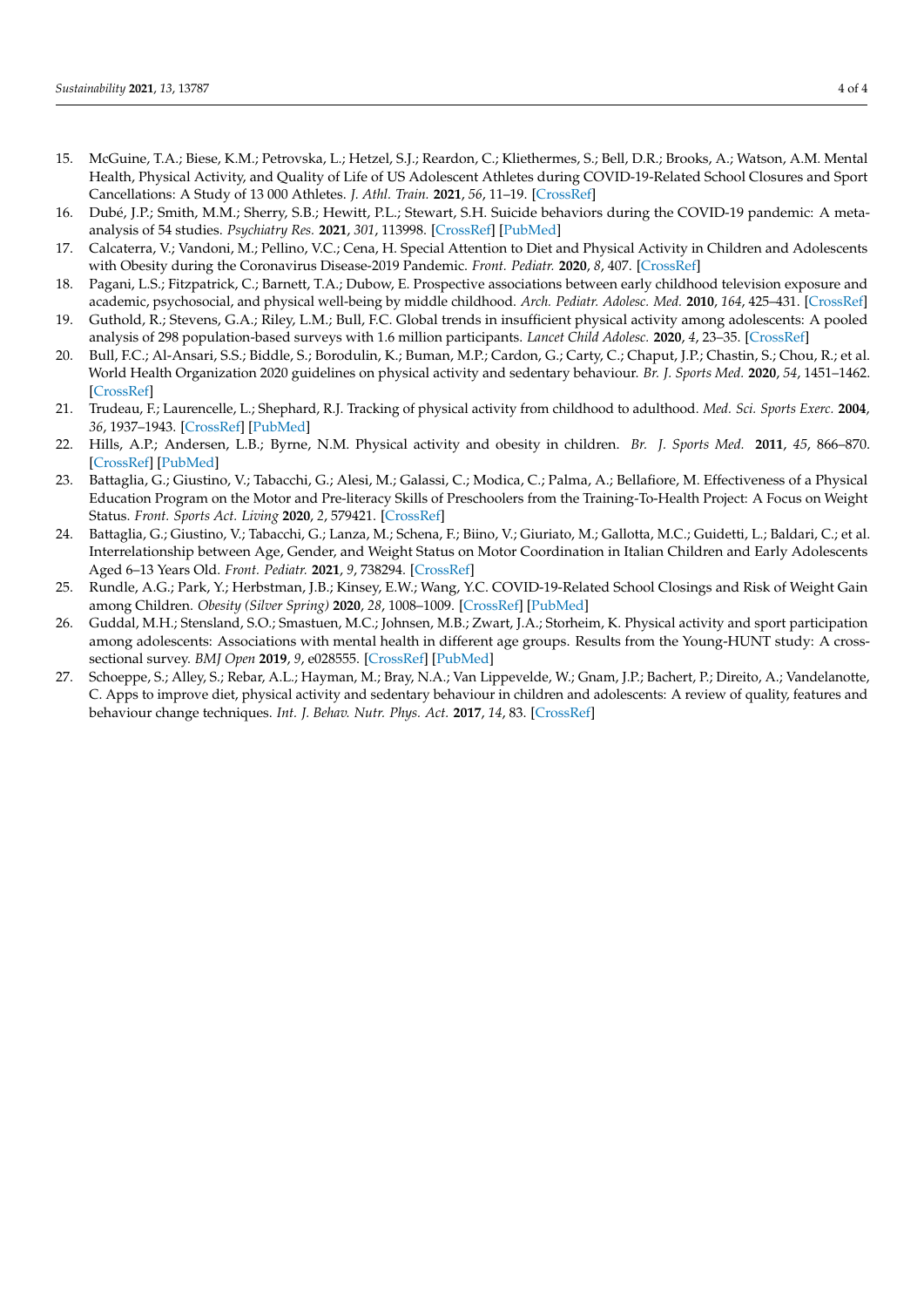15. McGuine, T.A.; Biese, K.M.; Petrovska, L.; Hetzel, S.J.; Reardon, C.; Kliethermes, S.; Bell, D.R.; Brooks, A.; Watson, A.M. Mental Health, Physical Activity, and Quality of Life of US Adolescent Athletes during COVID-19-Related School Closures and Sport Cancellations: A Study of 13 000 Athletes. *J. Athl. Train.* **2021**, *56*, 11–19. [CrossRef]
16. Dubé, J.P.; Smith, M.M.; Sherry, S.B.; Hewitt, P.L.; Stewart, S.H. Suicide behaviors during the COVID-19 pandemic: A meta-analysis of 54 studies. *Psychiatry Res.* **2021**, *301*, 113998. [CrossRef] [PubMed]
17. Calcaterra, V.; Vandoni, M.; Pellino, V.C.; Cena, H. Special Attention to Diet and Physical Activity in Children and Adolescents with Obesity during the Coronavirus Disease-2019 Pandemic. *Front. Pediatr.* **2020**, *8*, 407. [CrossRef]
18. Pagani, L.S.; Fitzpatrick, C.; Barnett, T.A.; Dubow, E. Prospective associations between early childhood television exposure and academic, psychosocial, and physical well-being by middle childhood. *Arch. Pediatr. Adolesc. Med.* **2010**, *164*, 425–431. [CrossRef]
19. Guthold, R.; Stevens, G.A.; Riley, L.M.; Bull, F.C. Global trends in insufficient physical activity among adolescents: A pooled analysis of 298 population-based surveys with 1.6 million participants. *Lancet Child Adolesc.* **2020**, *4*, 23–35. [CrossRef]
20. Bull, F.C.; Al-Ansari, S.S.; Biddle, S.; Borodulin, K.; Buman, M.P.; Cardon, G.; Carty, C.; Chaput, J.P.; Chastin, S.; Chou, R.; et al. World Health Organization 2020 guidelines on physical activity and sedentary behaviour. *Br. J. Sports Med.* **2020**, *54*, 1451–1462. [CrossRef]
21. Trudeau, F.; Laurencelle, L.; Shephard, R.J. Tracking of physical activity from childhood to adulthood. *Med. Sci. Sports Exerc.* **2004**, *36*, 1937–1943. [CrossRef] [PubMed]
22. Hills, A.P.; Andersen, L.B.; Byrne, N.M. Physical activity and obesity in children. *Br. J. Sports Med.* **2011**, *45*, 866–870. [CrossRef] [PubMed]
23. Battaglia, G.; Giustino, V.; Tabacchi, G.; Alesi, M.; Galassi, C.; Modica, C.; Palma, A.; Bellafiore, M. Effectiveness of a Physical Education Program on the Motor and Pre-literacy Skills of Preschoolers from the Training-To-Health Project: A Focus on Weight Status. *Front. Sports Act. Living* **2020**, *2*, 579421. [CrossRef]
24. Battaglia, G.; Giustino, V.; Tabacchi, G.; Lanza, M.; Schena, F.; Biino, V.; Giuriato, M.; Gallotta, M.C.; Guidetti, L.; Baldari, C.; et al. Interrelationship between Age, Gender, and Weight Status on Motor Coordination in Italian Children and Early Adolescents Aged 6–13 Years Old. *Front. Pediatr.* **2021**, *9*, 738294. [CrossRef]
25. Rundle, A.G.; Park, Y.; Herbstman, J.B.; Kinsey, E.W.; Wang, Y.C. COVID-19-Related School Closings and Risk of Weight Gain among Children. *Obesity (Silver Spring)* **2020**, *28*, 1008–1009. [CrossRef] [PubMed]
26. Guddal, M.H.; Stensland, S.O.; Smastuen, M.C.; Johnsen, M.B.; Zwart, J.A.; Storheim, K. Physical activity and sport participation among adolescents: Associations with mental health in different age groups. Results from the Young-HUNT study: A cross-sectional survey. *BMJ Open* **2019**, *9*, e028555. [CrossRef] [PubMed]
27. Schoeppe, S.; Alley, S.; Rebar, A.L.; Hayman, M.; Bray, N.A.; Van Lippevelde, W.; Gnam, J.P.; Bachert, P.; Direito, A.; Vandelanotte, C. Apps to improve diet, physical activity and sedentary behaviour in children and adolescents: A review of quality, features and behaviour change techniques. *Int. J. Behav. Nutr. Phys. Act.* **2017**, *14*, 83. [CrossRef]